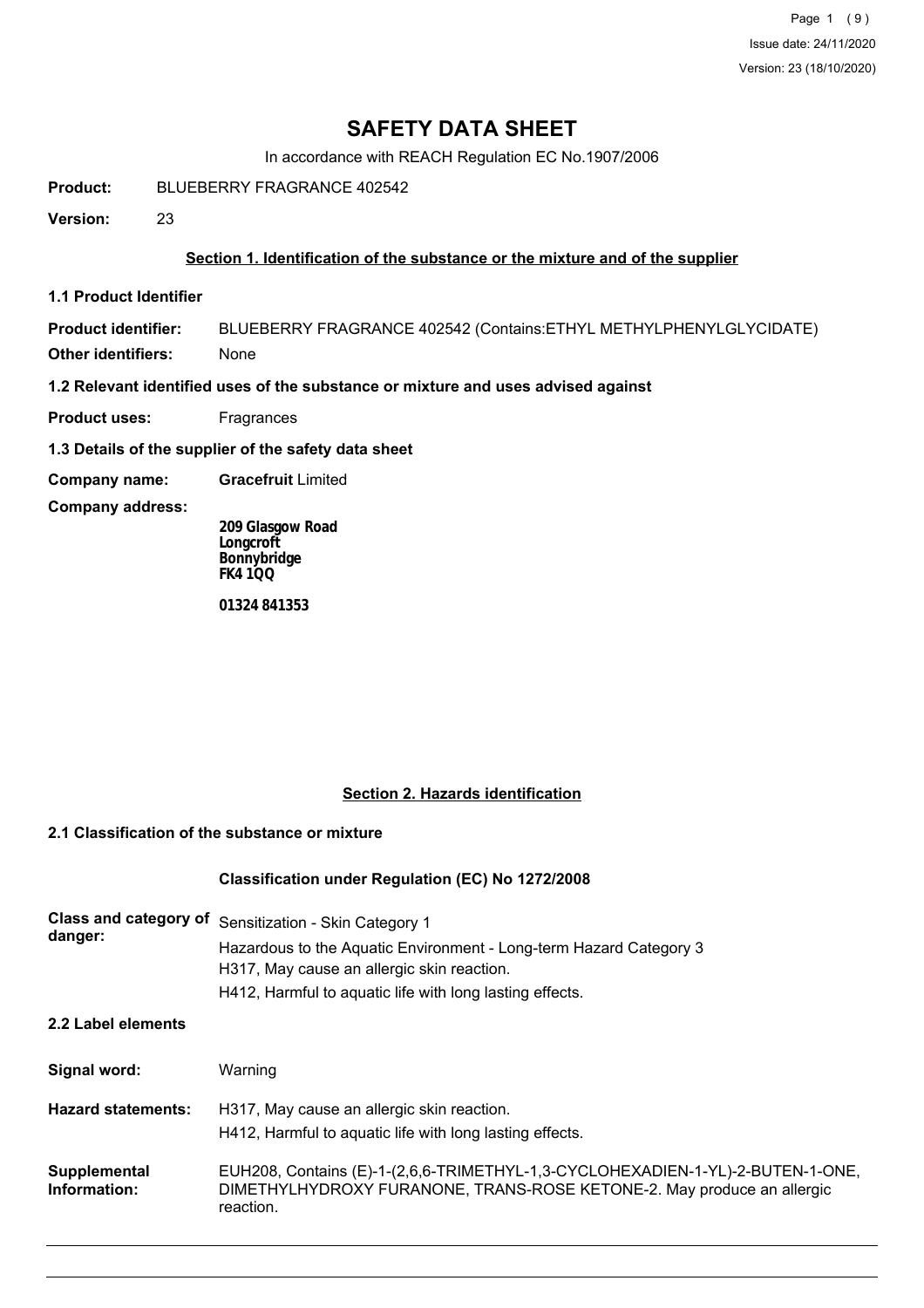Issue date: 24/11/2020

Version: 23 (18/10/2020)

# SAFETY DATA SHEET

In accordance with REACH Regulation EC No.1907/2006

**Product:** BLUEBERRY FRAGRANCE 402542

**Version:** 23

## Section 1. Identification of the substance or the mixture and of the supplier

### 1.1 Product Identifier

**Product identifier:** BLUEBERRY FRAGRANCE 402542 (Contains:ETHYL METHYLPHENYLGLYCIDATE)

**Other identifiers:** None

### 1.2 Relevant identified uses of the substance or mixture and uses advised against

**Product uses:** Fragrances

### 1.3 Details of the supplier of the safety data sheet

**Company name:** **Gracefruit** Limited

**Company address:**

**209 Glasgow Road**
**Longcroft**
**Bonnybridge**
**FK4 1QQ**

**01324 841353**

## Section 2. Hazards identification

### 2.1 Classification of the substance or mixture

**Classification under Regulation (EC) No 1272/2008**

**Class and category of danger:**

Sensitization - Skin Category 1

Hazardous to the Aquatic Environment - Long-term Hazard Category 3

H317, May cause an allergic skin reaction.

H412, Harmful to aquatic life with long lasting effects.

### 2.2 Label elements

**Signal word:** Warning

**Hazard statements:**

H317, May cause an allergic skin reaction.

H412, Harmful to aquatic life with long lasting effects.

**Supplemental Information:** EUH208, Contains (E)-1-(2,6,6-TRIMETHYL-1,3-CYCLOHEXADIEN-1-YL)-2-BUTEN-1-ONE, DIMETHYLHYDROXY FURANONE, TRANS-ROSE KETONE-2. May produce an allergic reaction.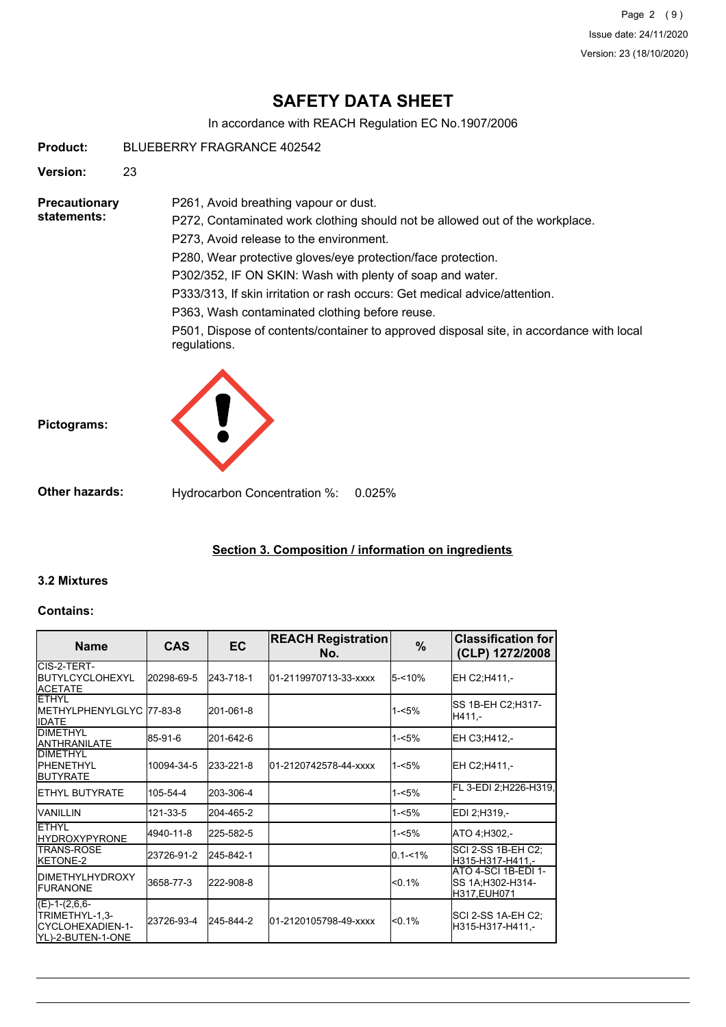# SAFETY DATA SHEET

In accordance with REACH Regulation EC No.1907/2006

**Product:** BLUEBERRY FRAGRANCE 402542

**Version:** 23

**Precautionary statements:**

P261, Avoid breathing vapour or dust.

P272, Contaminated work clothing should not be allowed out of the workplace.

P273, Avoid release to the environment.

P280, Wear protective gloves/eye protection/face protection.

P302/352, IF ON SKIN: Wash with plenty of soap and water.

P333/313, If skin irritation or rash occurs: Get medical advice/attention.

P363, Wash contaminated clothing before reuse.

P501, Dispose of contents/container to approved disposal site, in accordance with local regulations.

**Pictograms:**

**Other hazards:** Hydrocarbon Concentration %: 0.025%

## Section 3. Composition / information on ingredients

### 3.2 Mixtures

**Contains:**

| Name | CAS | EC | REACH Registration No. | % | Classification for (CLP) 1272/2008 |
|---|---|---|---|---|---|
| CIS-2-TERT-BUTYLCYCLOHEXYL ACETATE | 20298-69-5 | 243-718-1 | 01-2119970713-33-xxxx | 5-<10% | EH C2;H411,- |
| ETHYL METHYLPHENYLGLYCIDATE | 77-83-8 | 201-061-8 | | 1-<5% | SS 1B-EH C2;H317-H411,- |
| DIMETHYL ANTHRANILATE | 85-91-6 | 201-642-6 | | 1-<5% | EH C3;H412,- |
| DIMETHYL PHENETHYL BUTYRATE | 10094-34-5 | 233-221-8 | 01-2120742578-44-xxxx | 1-<5% | EH C2;H411,- |
| ETHYL BUTYRATE | 105-54-4 | 203-306-4 | | 1-<5% | FL 3-EDI 2;H226-H319,- |
| VANILLIN | 121-33-5 | 204-465-2 | | 1-<5% | EDI 2;H319,- |
| ETHYL HYDROXYPYRONE | 4940-11-8 | 225-582-5 | | 1-<5% | ATO 4;H302,- |
| TRANS-ROSE KETONE-2 | 23726-91-2 | 245-842-1 | | 0.1-<1% | SCI 2-SS 1B-EH C2;H315-H317-H411,- |
| DIMETHYLHYDROXY FURANONE | 3658-77-3 | 222-908-8 | | <0.1% | ATO 4-SCI 1B-EDI 1-SS 1A;H302-H314-H317,EUH071 |
| (E)-1-(2,6,6-TRIMETHYL-1,3-CYCLOHEXADIEN-1-YL)-2-BUTEN-1-ONE | 23726-93-4 | 245-844-2 | 01-2120105798-49-xxxx | <0.1% | SCI 2-SS 1A-EH C2;H315-H317-H411,- |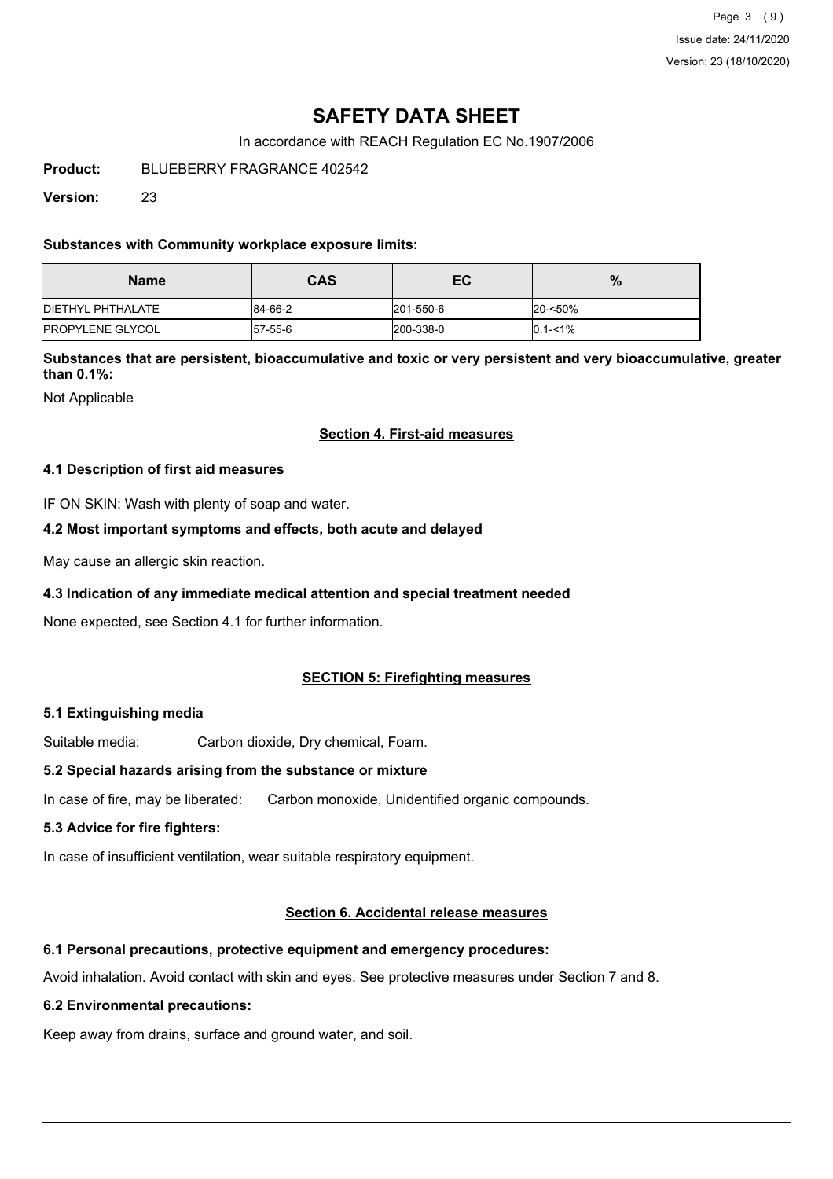# SAFETY DATA SHEET

In accordance with REACH Regulation EC No.1907/2006

**Product:** BLUEBERRY FRAGRANCE 402542

**Version:** 23

**Substances with Community workplace exposure limits:**

| Name | CAS | EC | % |
|---|---|---|---|
| DIETHYL PHTHALATE | 84-66-2 | 201-550-6 | 20-<50% |
| PROPYLENE GLYCOL | 57-55-6 | 200-338-0 | 0.1-<1% |

**Substances that are persistent, bioaccumulative and toxic or very persistent and very bioaccumulative, greater than 0.1%:**

Not Applicable

## Section 4. First-aid measures

### 4.1 Description of first aid measures

IF ON SKIN: Wash with plenty of soap and water.

### 4.2 Most important symptoms and effects, both acute and delayed

May cause an allergic skin reaction.

### 4.3 Indication of any immediate medical attention and special treatment needed

None expected, see Section 4.1 for further information.

## SECTION 5: Firefighting measures

### 5.1 Extinguishing media

Suitable media: Carbon dioxide, Dry chemical, Foam.

### 5.2 Special hazards arising from the substance or mixture

In case of fire, may be liberated: Carbon monoxide, Unidentified organic compounds.

### 5.3 Advice for fire fighters:

In case of insufficient ventilation, wear suitable respiratory equipment.

## Section 6. Accidental release measures

### 6.1 Personal precautions, protective equipment and emergency procedures:

Avoid inhalation. Avoid contact with skin and eyes. See protective measures under Section 7 and 8.

### 6.2 Environmental precautions:

Keep away from drains, surface and ground water, and soil.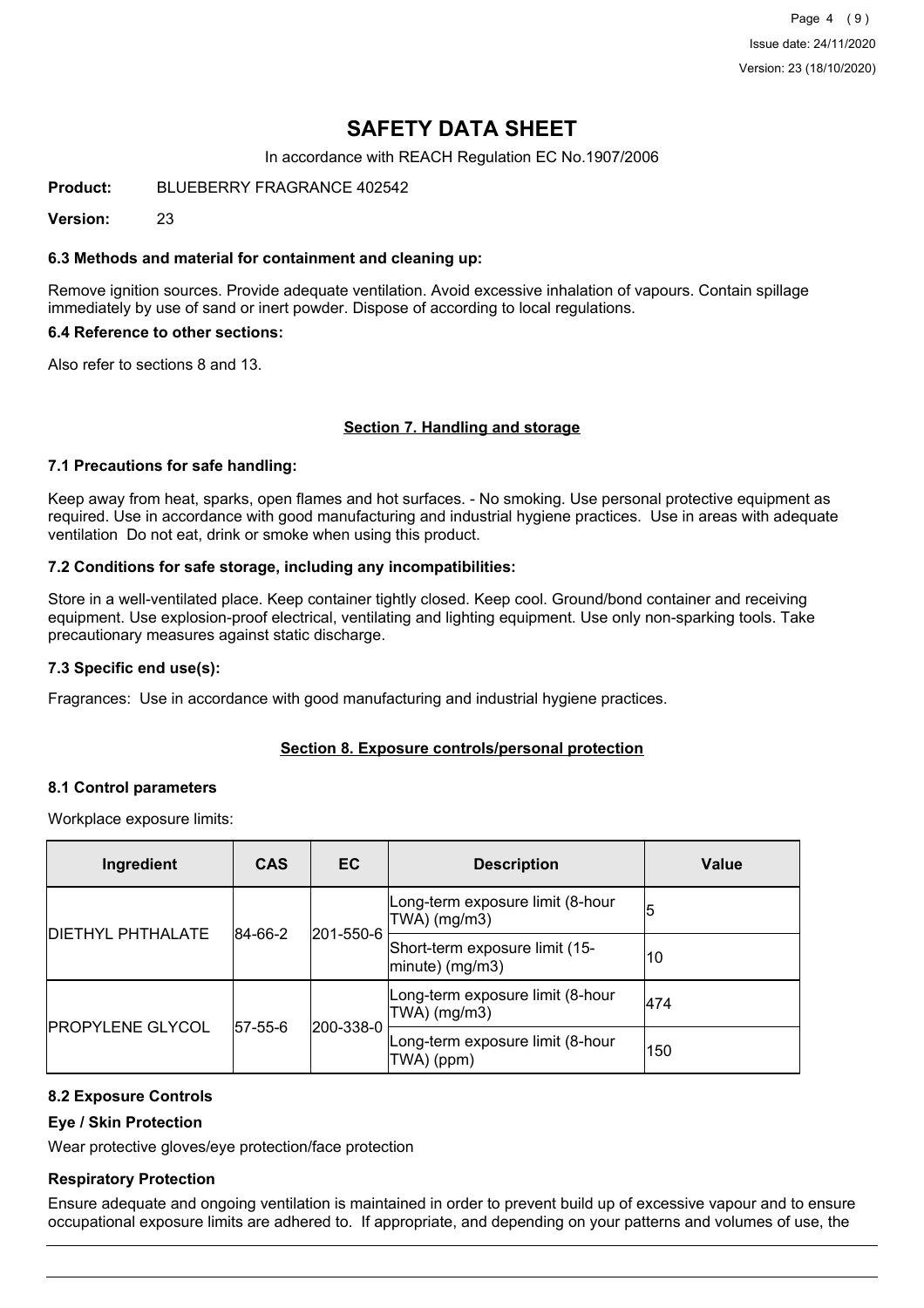# SAFETY DATA SHEET

In accordance with REACH Regulation EC No.1907/2006

**Product:** BLUEBERRY FRAGRANCE 402542

**Version:** 23

### 6.3 Methods and material for containment and cleaning up:

Remove ignition sources. Provide adequate ventilation. Avoid excessive inhalation of vapours. Contain spillage immediately by use of sand or inert powder. Dispose of according to local regulations.

### 6.4 Reference to other sections:

Also refer to sections 8 and 13.

## Section 7. Handling and storage

### 7.1 Precautions for safe handling:

Keep away from heat, sparks, open flames and hot surfaces. - No smoking. Use personal protective equipment as required. Use in accordance with good manufacturing and industrial hygiene practices. Use in areas with adequate ventilation Do not eat, drink or smoke when using this product.

### 7.2 Conditions for safe storage, including any incompatibilities:

Store in a well-ventilated place. Keep container tightly closed. Keep cool. Ground/bond container and receiving equipment. Use explosion-proof electrical, ventilating and lighting equipment. Use only non-sparking tools. Take precautionary measures against static discharge.

### 7.3 Specific end use(s):

Fragrances: Use in accordance with good manufacturing and industrial hygiene practices.

## Section 8. Exposure controls/personal protection

### 8.1 Control parameters

Workplace exposure limits:

| Ingredient | CAS | EC | Description | Value |
|---|---|---|---|---|
| DIETHYL PHTHALATE | 84-66-2 | 201-550-6 | Long-term exposure limit (8-hour TWA) (mg/m3) | 5 |
| | | | Short-term exposure limit (15-minute) (mg/m3) | 10 |
| PROPYLENE GLYCOL | 57-55-6 | 200-338-0 | Long-term exposure limit (8-hour TWA) (mg/m3) | 474 |
| | | | Long-term exposure limit (8-hour TWA) (ppm) | 150 |

### 8.2 Exposure Controls

#### Eye / Skin Protection

Wear protective gloves/eye protection/face protection

#### Respiratory Protection

Ensure adequate and ongoing ventilation is maintained in order to prevent build up of excessive vapour and to ensure occupational exposure limits are adhered to. If appropriate, and depending on your patterns and volumes of use, the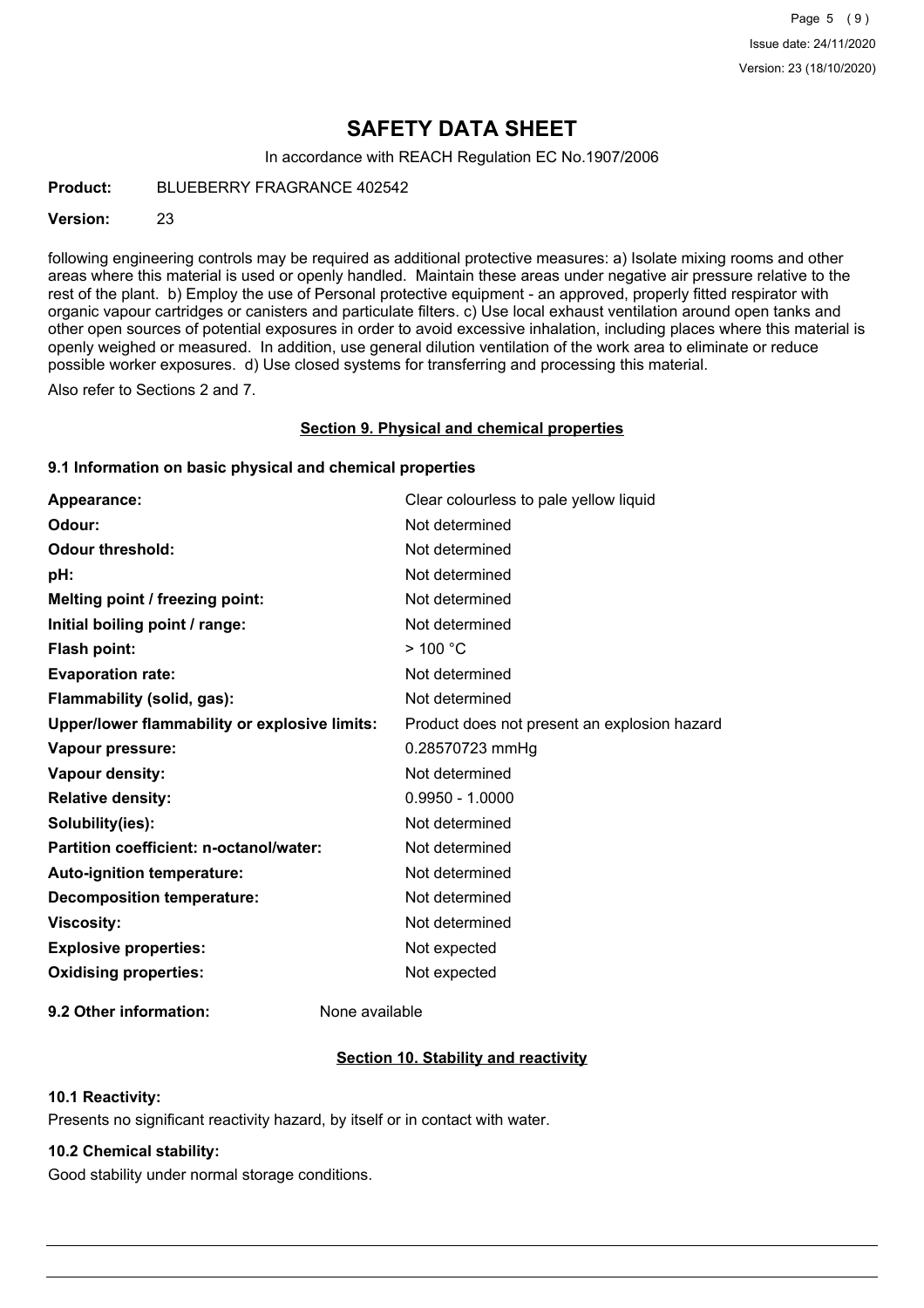# SAFETY DATA SHEET

In accordance with REACH Regulation EC No.1907/2006

**Product:** BLUEBERRY FRAGRANCE 402542

**Version:** 23

following engineering controls may be required as additional protective measures: a) Isolate mixing rooms and other areas where this material is used or openly handled. Maintain these areas under negative air pressure relative to the rest of the plant. b) Employ the use of Personal protective equipment - an approved, properly fitted respirator with organic vapour cartridges or canisters and particulate filters. c) Use local exhaust ventilation around open tanks and other open sources of potential exposures in order to avoid excessive inhalation, including places where this material is openly weighed or measured. In addition, use general dilution ventilation of the work area to eliminate or reduce possible worker exposures. d) Use closed systems for transferring and processing this material.

Also refer to Sections 2 and 7.

## Section 9. Physical and chemical properties

### 9.1 Information on basic physical and chemical properties

| | |
|---|---|
| **Appearance:** | Clear colourless to pale yellow liquid |
| **Odour:** | Not determined |
| **Odour threshold:** | Not determined |
| **pH:** | Not determined |
| **Melting point / freezing point:** | Not determined |
| **Initial boiling point / range:** | Not determined |
| **Flash point:** | > 100 °C |
| **Evaporation rate:** | Not determined |
| **Flammability (solid, gas):** | Not determined |
| **Upper/lower flammability or explosive limits:** | Product does not present an explosion hazard |
| **Vapour pressure:** | 0.28570723 mmHg |
| **Vapour density:** | Not determined |
| **Relative density:** | 0.9950 - 1.0000 |
| **Solubility(ies):** | Not determined |
| **Partition coefficient: n-octanol/water:** | Not determined |
| **Auto-ignition temperature:** | Not determined |
| **Decomposition temperature:** | Not determined |
| **Viscosity:** | Not determined |
| **Explosive properties:** | Not expected |
| **Oxidising properties:** | Not expected |

**9.2 Other information:** None available

## Section 10. Stability and reactivity

### 10.1 Reactivity:

Presents no significant reactivity hazard, by itself or in contact with water.

### 10.2 Chemical stability:

Good stability under normal storage conditions.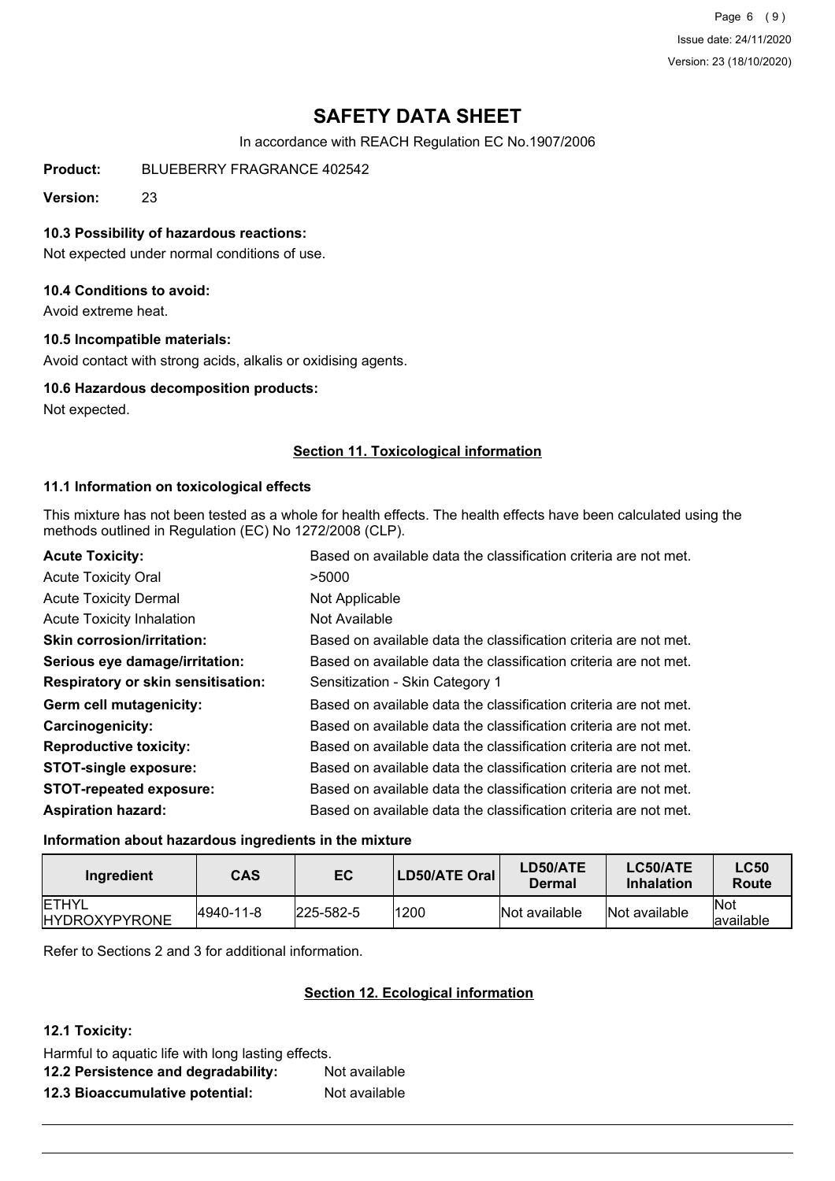# SAFETY DATA SHEET

In accordance with REACH Regulation EC No.1907/2006

**Product:** BLUEBERRY FRAGRANCE 402542

**Version:** 23

### 10.3 Possibility of hazardous reactions:

Not expected under normal conditions of use.

### 10.4 Conditions to avoid:

Avoid extreme heat.

### 10.5 Incompatible materials:

Avoid contact with strong acids, alkalis or oxidising agents.

### 10.6 Hazardous decomposition products:

Not expected.

## Section 11. Toxicological information

### 11.1 Information on toxicological effects

This mixture has not been tested as a whole for health effects. The health effects have been calculated using the methods outlined in Regulation (EC) No 1272/2008 (CLP).

| | |
|---|---|
| **Acute Toxicity:** | Based on available data the classification criteria are not met. |
| Acute Toxicity Oral | >5000 |
| Acute Toxicity Dermal | Not Applicable |
| Acute Toxicity Inhalation | Not Available |
| **Skin corrosion/irritation:** | Based on available data the classification criteria are not met. |
| **Serious eye damage/irritation:** | Based on available data the classification criteria are not met. |
| **Respiratory or skin sensitisation:** | Sensitization - Skin Category 1 |
| **Germ cell mutagenicity:** | Based on available data the classification criteria are not met. |
| **Carcinogenicity:** | Based on available data the classification criteria are not met. |
| **Reproductive toxicity:** | Based on available data the classification criteria are not met. |
| **STOT-single exposure:** | Based on available data the classification criteria are not met. |
| **STOT-repeated exposure:** | Based on available data the classification criteria are not met. |
| **Aspiration hazard:** | Based on available data the classification criteria are not met. |

### Information about hazardous ingredients in the mixture

| Ingredient | CAS | EC | LD50/ATE Oral | LD50/ATE Dermal | LC50/ATE Inhalation | LC50 Route |
|---|---|---|---|---|---|---|
| ETHYL HYDROXYPYRONE | 4940-11-8 | 225-582-5 | 1200 | Not available | Not available | Not available |

Refer to Sections 2 and 3 for additional information.

## Section 12. Ecological information

### 12.1 Toxicity:

Harmful to aquatic life with long lasting effects.

**12.2 Persistence and degradability:** Not available

**12.3 Bioaccumulative potential:** Not available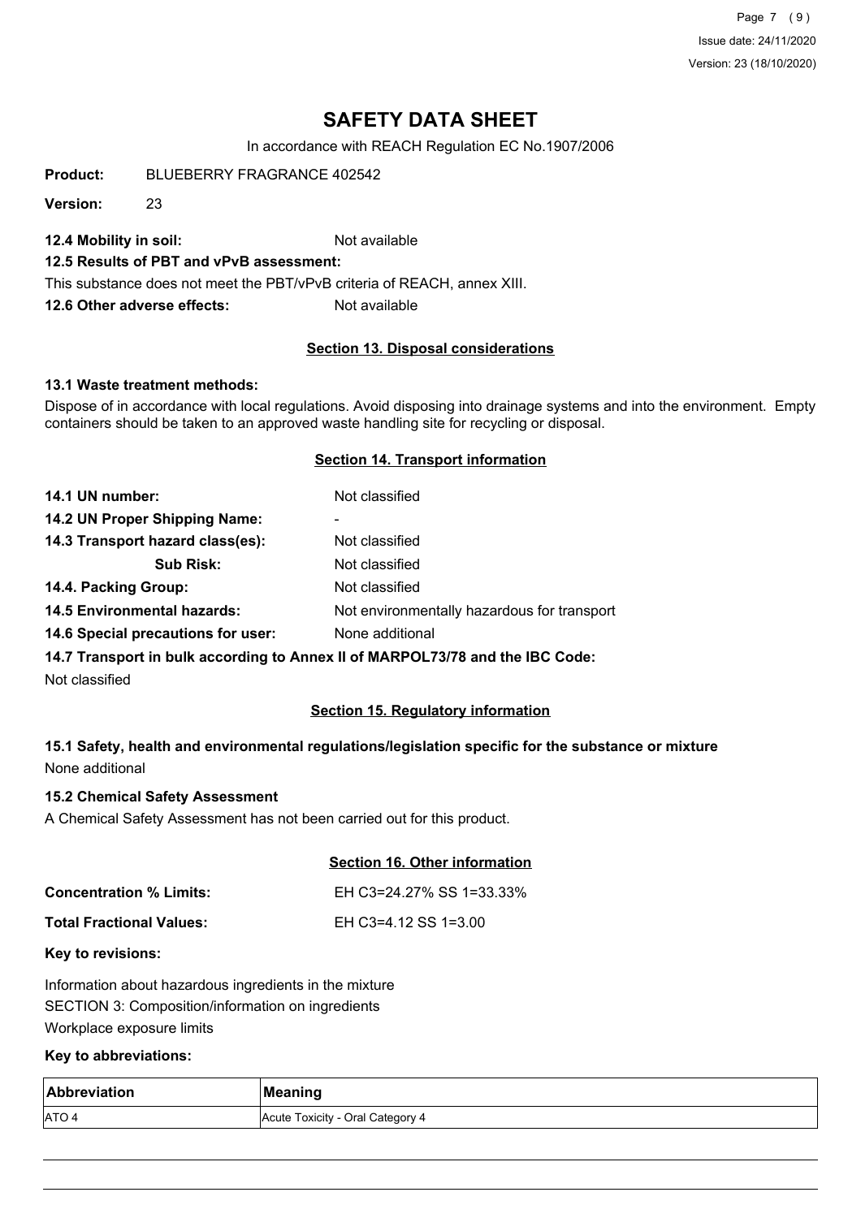# SAFETY DATA SHEET

In accordance with REACH Regulation EC No.1907/2006

**Product:** BLUEBERRY FRAGRANCE 402542

**Version:** 23

**12.4 Mobility in soil:** Not available

**12.5 Results of PBT and vPvB assessment:**

This substance does not meet the PBT/vPvB criteria of REACH, annex XIII.

**12.6 Other adverse effects:** Not available

## Section 13. Disposal considerations

**13.1 Waste treatment methods:**

Dispose of in accordance with local regulations. Avoid disposing into drainage systems and into the environment. Empty containers should be taken to an approved waste handling site for recycling or disposal.

## Section 14. Transport information

**14.1 UN number:** Not classified

**14.2 UN Proper Shipping Name:** -

**14.3 Transport hazard class(es):** Not classified

**Sub Risk:** Not classified

**14.4. Packing Group:** Not classified

**14.5 Environmental hazards:** Not environmentally hazardous for transport

**14.6 Special precautions for user:** None additional

**14.7 Transport in bulk according to Annex II of MARPOL73/78 and the IBC Code:**

Not classified

## Section 15. Regulatory information

**15.1 Safety, health and environmental regulations/legislation specific for the substance or mixture**

None additional

**15.2 Chemical Safety Assessment**

A Chemical Safety Assessment has not been carried out for this product.

## Section 16. Other information

**Concentration % Limits:** EH C3=24.27% SS 1=33.33%

**Total Fractional Values:** EH C3=4.12 SS 1=3.00

**Key to revisions:**

Information about hazardous ingredients in the mixture

SECTION 3: Composition/information on ingredients

Workplace exposure limits

**Key to abbreviations:**

| Abbreviation | Meaning |
|---|---|
| ATO 4 | Acute Toxicity - Oral Category 4 |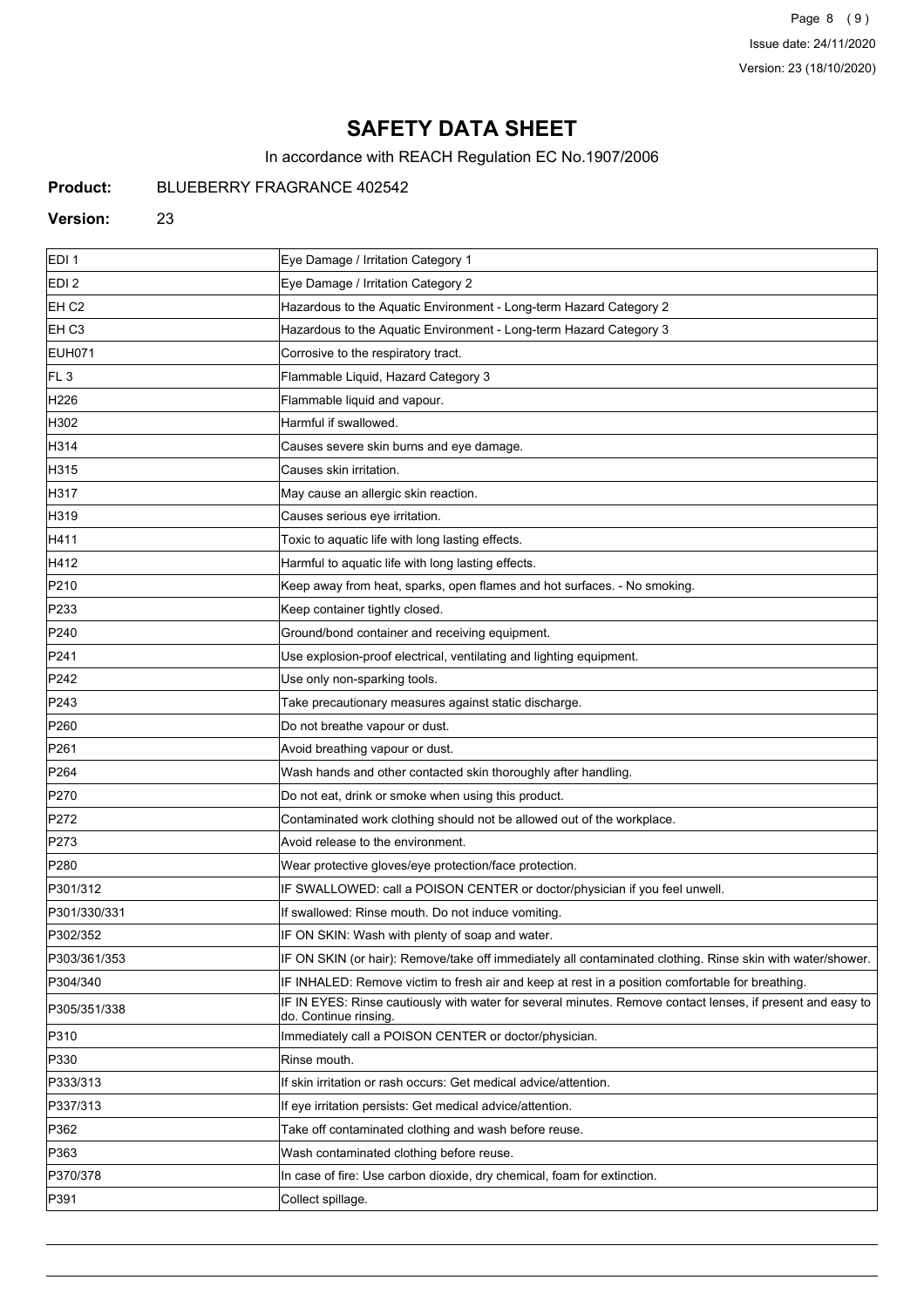# SAFETY DATA SHEET

In accordance with REACH Regulation EC No.1907/2006

**Product:** BLUEBERRY FRAGRANCE 402542

**Version:** 23

| | |
|---|---|
| EDI 1 | Eye Damage / Irritation Category 1 |
| EDI 2 | Eye Damage / Irritation Category 2 |
| EH C2 | Hazardous to the Aquatic Environment - Long-term Hazard Category 2 |
| EH C3 | Hazardous to the Aquatic Environment - Long-term Hazard Category 3 |
| EUH071 | Corrosive to the respiratory tract. |
| FL 3 | Flammable Liquid, Hazard Category 3 |
| H226 | Flammable liquid and vapour. |
| H302 | Harmful if swallowed. |
| H314 | Causes severe skin burns and eye damage. |
| H315 | Causes skin irritation. |
| H317 | May cause an allergic skin reaction. |
| H319 | Causes serious eye irritation. |
| H411 | Toxic to aquatic life with long lasting effects. |
| H412 | Harmful to aquatic life with long lasting effects. |
| P210 | Keep away from heat, sparks, open flames and hot surfaces. - No smoking. |
| P233 | Keep container tightly closed. |
| P240 | Ground/bond container and receiving equipment. |
| P241 | Use explosion-proof electrical, ventilating and lighting equipment. |
| P242 | Use only non-sparking tools. |
| P243 | Take precautionary measures against static discharge. |
| P260 | Do not breathe vapour or dust. |
| P261 | Avoid breathing vapour or dust. |
| P264 | Wash hands and other contacted skin thoroughly after handling. |
| P270 | Do not eat, drink or smoke when using this product. |
| P272 | Contaminated work clothing should not be allowed out of the workplace. |
| P273 | Avoid release to the environment. |
| P280 | Wear protective gloves/eye protection/face protection. |
| P301/312 | IF SWALLOWED: call a POISON CENTER or doctor/physician if you feel unwell. |
| P301/330/331 | If swallowed: Rinse mouth. Do not induce vomiting. |
| P302/352 | IF ON SKIN: Wash with plenty of soap and water. |
| P303/361/353 | IF ON SKIN (or hair): Remove/take off immediately all contaminated clothing. Rinse skin with water/shower. |
| P304/340 | IF INHALED: Remove victim to fresh air and keep at rest in a position comfortable for breathing. |
| P305/351/338 | IF IN EYES: Rinse cautiously with water for several minutes. Remove contact lenses, if present and easy to do. Continue rinsing. |
| P310 | Immediately call a POISON CENTER or doctor/physician. |
| P330 | Rinse mouth. |
| P333/313 | If skin irritation or rash occurs: Get medical advice/attention. |
| P337/313 | If eye irritation persists: Get medical advice/attention. |
| P362 | Take off contaminated clothing and wash before reuse. |
| P363 | Wash contaminated clothing before reuse. |
| P370/378 | In case of fire: Use carbon dioxide, dry chemical, foam for extinction. |
| P391 | Collect spillage. |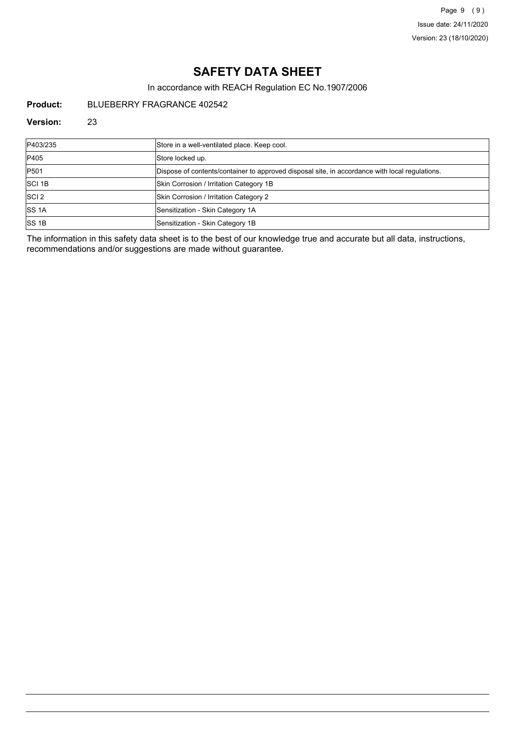# SAFETY DATA SHEET

In accordance with REACH Regulation EC No.1907/2006

**Product:** BLUEBERRY FRAGRANCE 402542

**Version:** 23

| | |
|---|---|
| P403/235 | Store in a well-ventilated place. Keep cool. |
| P405 | Store locked up. |
| P501 | Dispose of contents/container to approved disposal site, in accordance with local regulations. |
| SCI 1B | Skin Corrosion / Irritation Category 1B |
| SCI 2 | Skin Corrosion / Irritation Category 2 |
| SS 1A | Sensitization - Skin Category 1A |
| SS 1B | Sensitization - Skin Category 1B |

The information in this safety data sheet is to the best of our knowledge true and accurate but all data, instructions, recommendations and/or suggestions are made without guarantee.